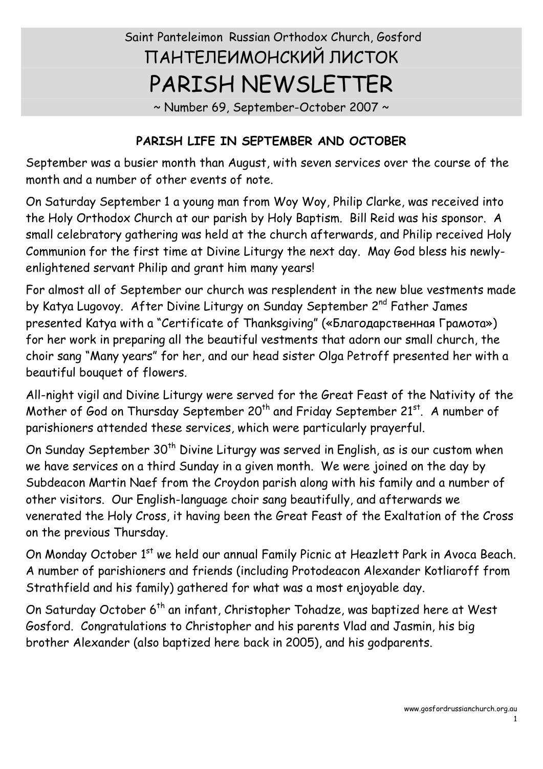Saint Panteleimon Russian Orthodox Church, Gosford

ПАНТЕЛЕИМОНСКИЙ ЛИСТОК

# PARISH NEWSLETTER

~ Number 69, September-October 2007 ~

## PARISH LIFE IN SEPTEMBER AND OCTOBER

September was a busier month than August, with seven services over the course of the month and a number of other events of note.

On Saturday September 1 a young man from Woy Woy, Philip Clarke, was received into the Holy Orthodox Church at our parish by Holy Baptism. Bill Reid was his sponsor. A small celebratory gathering was held at the church afterwards, and Philip received Holy Communion for the first time at Divine Liturgy the next day. May God bless his newly-enlightened servant Philip and grant him many years!

For almost all of September our church was resplendent in the new blue vestments made by Katya Lugovoy. After Divine Liturgy on Sunday September 2nd Father James presented Katya with a "Certificate of Thanksgiving" («Благодарственная Грамота») for her work in preparing all the beautiful vestments that adorn our small church, the choir sang "Many years" for her, and our head sister Olga Petroff presented her with a beautiful bouquet of flowers.

All-night vigil and Divine Liturgy were served for the Great Feast of the Nativity of the Mother of God on Thursday September 20th and Friday September 21st. A number of parishioners attended these services, which were particularly prayerful.

On Sunday September 30th Divine Liturgy was served in English, as is our custom when we have services on a third Sunday in a given month. We were joined on the day by Subdeacon Martin Naef from the Croydon parish along with his family and a number of other visitors. Our English-language choir sang beautifully, and afterwards we venerated the Holy Cross, it having been the Great Feast of the Exaltation of the Cross on the previous Thursday.

On Monday October 1st we held our annual Family Picnic at Heazlett Park in Avoca Beach. A number of parishioners and friends (including Protodeacon Alexander Kotliaroff from Strathfield and his family) gathered for what was a most enjoyable day.

On Saturday October 6th an infant, Christopher Tohadze, was baptized here at West Gosford. Congratulations to Christopher and his parents Vlad and Jasmin, his big brother Alexander (also baptized here back in 2005), and his godparents.

www.gosfordrussianchurch.org.au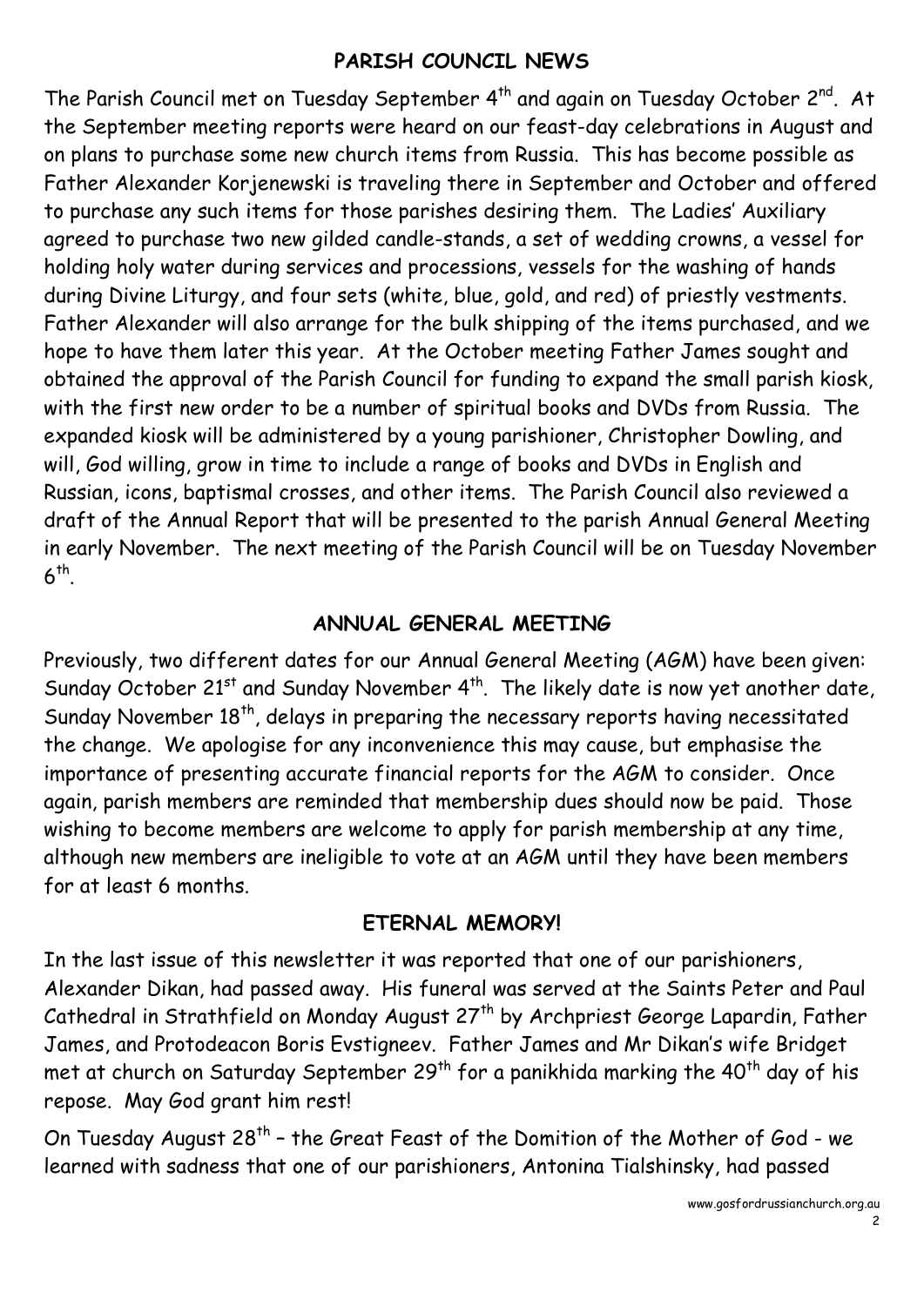## PARISH COUNCIL NEWS

The Parish Council met on Tuesday September 4th and again on Tuesday October 2nd. At the September meeting reports were heard on our feast-day celebrations in August and on plans to purchase some new church items from Russia. This has become possible as Father Alexander Korjenewski is traveling there in September and October and offered to purchase any such items for those parishes desiring them. The Ladies' Auxiliary agreed to purchase two new gilded candle-stands, a set of wedding crowns, a vessel for holding holy water during services and processions, vessels for the washing of hands during Divine Liturgy, and four sets (white, blue, gold, and red) of priestly vestments. Father Alexander will also arrange for the bulk shipping of the items purchased, and we hope to have them later this year. At the October meeting Father James sought and obtained the approval of the Parish Council for funding to expand the small parish kiosk, with the first new order to be a number of spiritual books and DVDs from Russia. The expanded kiosk will be administered by a young parishioner, Christopher Dowling, and will, God willing, grow in time to include a range of books and DVDs in English and Russian, icons, baptismal crosses, and other items. The Parish Council also reviewed a draft of the Annual Report that will be presented to the parish Annual General Meeting in early November. The next meeting of the Parish Council will be on Tuesday November 6th.

## ANNUAL GENERAL MEETING

Previously, two different dates for our Annual General Meeting (AGM) have been given: Sunday October 21st and Sunday November 4th. The likely date is now yet another date, Sunday November 18th, delays in preparing the necessary reports having necessitated the change. We apologise for any inconvenience this may cause, but emphasise the importance of presenting accurate financial reports for the AGM to consider. Once again, parish members are reminded that membership dues should now be paid. Those wishing to become members are welcome to apply for parish membership at any time, although new members are ineligible to vote at an AGM until they have been members for at least 6 months.

## ETERNAL MEMORY!

In the last issue of this newsletter it was reported that one of our parishioners, Alexander Dikan, had passed away. His funeral was served at the Saints Peter and Paul Cathedral in Strathfield on Monday August 27th by Archpriest George Lapardin, Father James, and Protodeacon Boris Evstigneev. Father James and Mr Dikan's wife Bridget met at church on Saturday September 29th for a panikhida marking the 40th day of his repose. May God grant him rest!

On Tuesday August 28th – the Great Feast of the Domition of the Mother of God - we learned with sadness that one of our parishioners, Antonina Tialshinsky, had passed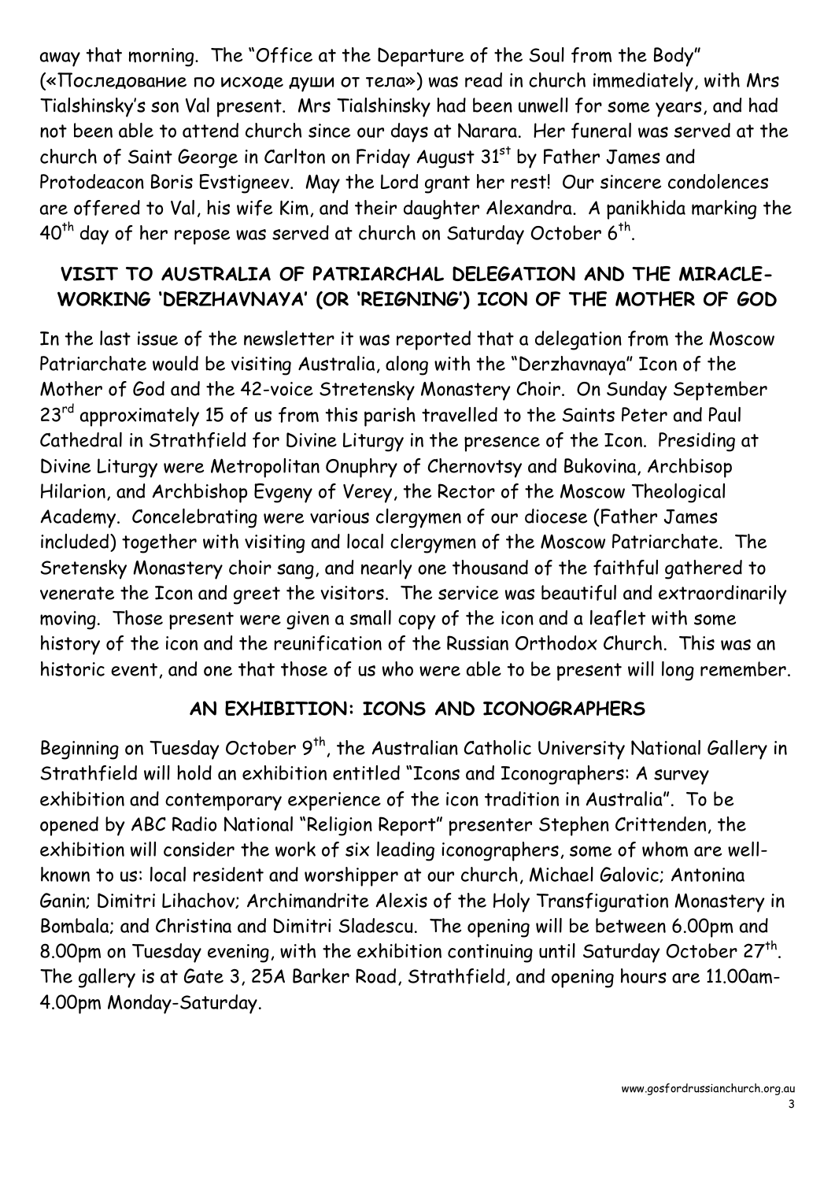away that morning. The "Office at the Departure of the Soul from the Body" («Последование по исходе души от тела») was read in church immediately, with Mrs Tialshinsky's son Val present. Mrs Tialshinsky had been unwell for some years, and had not been able to attend church since our days at Narara. Her funeral was served at the church of Saint George in Carlton on Friday August 31st by Father James and Protodeacon Boris Evstigneev. May the Lord grant her rest! Our sincere condolences are offered to Val, his wife Kim, and their daughter Alexandra. A panikhida marking the 40th day of her repose was served at church on Saturday October 6th.

## VISIT TO AUSTRALIA OF PATRIARCHAL DELEGATION AND THE MIRACLE-WORKING 'DERZHAVNAYA' (OR 'REIGNING') ICON OF THE MOTHER OF GOD

In the last issue of the newsletter it was reported that a delegation from the Moscow Patriarchate would be visiting Australia, along with the "Derzhavnaya" Icon of the Mother of God and the 42-voice Stretensky Monastery Choir. On Sunday September 23rd approximately 15 of us from this parish travelled to the Saints Peter and Paul Cathedral in Strathfield for Divine Liturgy in the presence of the Icon. Presiding at Divine Liturgy were Metropolitan Onuphry of Chernovtsy and Bukovina, Archbisop Hilarion, and Archbishop Evgeny of Verey, the Rector of the Moscow Theological Academy. Concelebrating were various clergymen of our diocese (Father James included) together with visiting and local clergymen of the Moscow Patriarchate. The Sretensky Monastery choir sang, and nearly one thousand of the faithful gathered to venerate the Icon and greet the visitors. The service was beautiful and extraordinarily moving. Those present were given a small copy of the icon and a leaflet with some history of the icon and the reunification of the Russian Orthodox Church. This was an historic event, and one that those of us who were able to be present will long remember.

## AN EXHIBITION: ICONS AND ICONOGRAPHERS

Beginning on Tuesday October 9th, the Australian Catholic University National Gallery in Strathfield will hold an exhibition entitled "Icons and Iconographers: A survey exhibition and contemporary experience of the icon tradition in Australia". To be opened by ABC Radio National "Religion Report" presenter Stephen Crittenden, the exhibition will consider the work of six leading iconographers, some of whom are well-known to us: local resident and worshipper at our church, Michael Galovic; Antonina Ganin; Dimitri Lihachov; Archimandrite Alexis of the Holy Transfiguration Monastery in Bombala; and Christina and Dimitri Sladescu. The opening will be between 6.00pm and 8.00pm on Tuesday evening, with the exhibition continuing until Saturday October 27th. The gallery is at Gate 3, 25A Barker Road, Strathfield, and opening hours are 11.00am-4.00pm Monday-Saturday.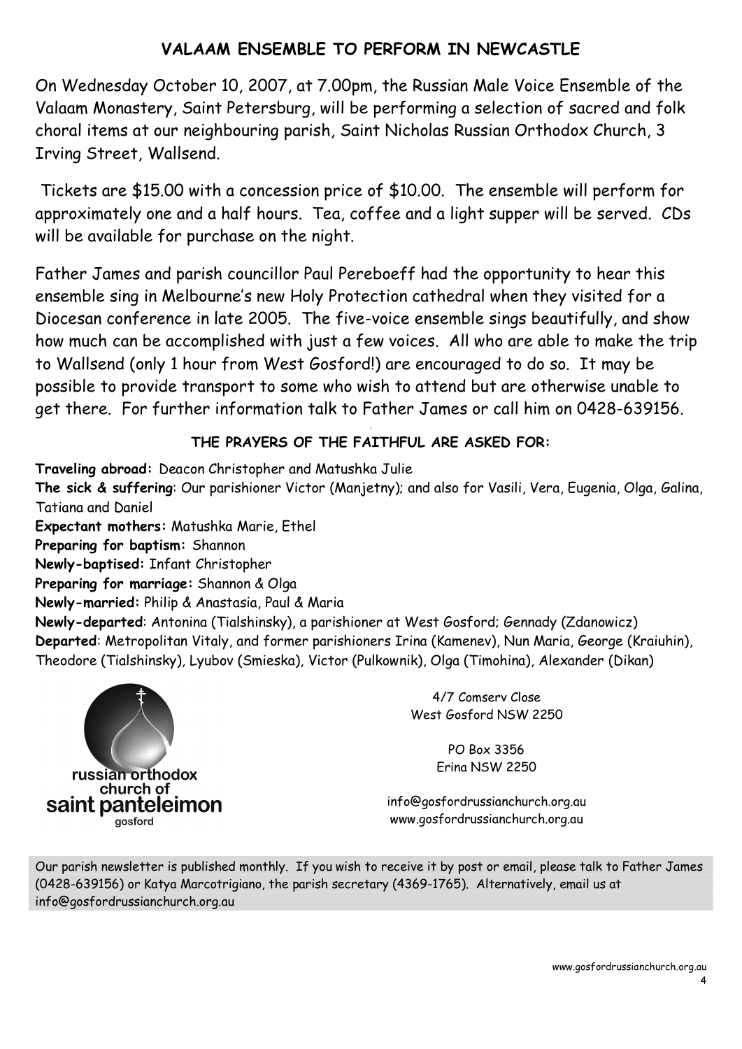## VALAAM ENSEMBLE TO PERFORM IN NEWCASTLE

On Wednesday October 10, 2007, at 7.00pm, the Russian Male Voice Ensemble of the Valaam Monastery, Saint Petersburg, will be performing a selection of sacred and folk choral items at our neighbouring parish, Saint Nicholas Russian Orthodox Church, 3 Irving Street, Wallsend.

Tickets are $15.00 with a concession price of $10.00. The ensemble will perform for approximately one and a half hours. Tea, coffee and a light supper will be served. CDs will be available for purchase on the night.

Father James and parish councillor Paul Pereboeff had the opportunity to hear this ensemble sing in Melbourne's new Holy Protection cathedral when they visited for a Diocesan conference in late 2005. The five-voice ensemble sings beautifully, and show how much can be accomplished with just a few voices. All who are able to make the trip to Wallsend (only 1 hour from West Gosford!) are encouraged to do so. It may be possible to provide transport to some who wish to attend but are otherwise unable to get there. For further information talk to Father James or call him on 0428-639156.

### THE PRAYERS OF THE FAITHFUL ARE ASKED FOR:

**Traveling abroad:** Deacon Christopher and Matushka Julie
**The sick & suffering**: Our parishioner Victor (Manjetny); and also for Vasili, Vera, Eugenia, Olga, Galina, Tatiana and Daniel
**Expectant mothers:** Matushka Marie, Ethel
**Preparing for baptism:** Shannon
**Newly-baptised:** Infant Christopher
**Preparing for marriage:** Shannon & Olga
**Newly-married:** Philip & Anastasia, Paul & Maria
**Newly-departed**: Antonina (Tialshinsky), a parishioner at West Gosford; Gennady (Zdanowicz)
**Departed**: Metropolitan Vitaly, and former parishioners Irina (Kamenev), Nun Maria, George (Kraiuhin), Theodore (Tialshinsky), Lyubov (Smieska), Victor (Pulkownik), Olga (Timohina), Alexander (Dikan)

russian orthodox church of saint panteleimon gosford

4/7 Comserv Close
West Gosford NSW 2250

PO Box 3356
Erina NSW 2250

info@gosfordrussianchurch.org.au
www.gosfordrussianchurch.org.au

Our parish newsletter is published monthly. If you wish to receive it by post or email, please talk to Father James (0428-639156) or Katya Marcotrigiano, the parish secretary (4369-1765). Alternatively, email us at info@gosfordrussianchurch.org.au